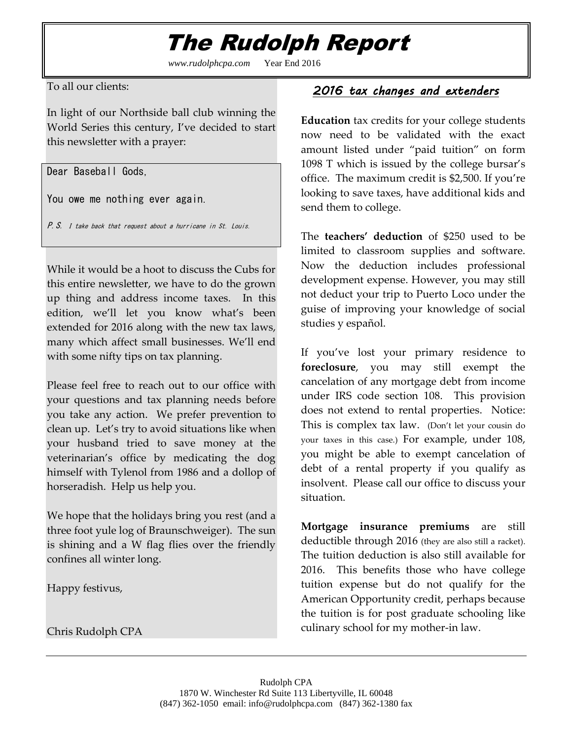# The Rudolph Report

*www.rudolphcpa.com* Year End 2016

To all our clients:

In light of our Northside ball club winning the World Series this century, I've decided to start this newsletter with a prayer:

> Dear Baseball Gods,
>
> You owe me nothing ever again.
>
> *P.S. I take back that request about a hurricane in St. Louis.*

While it would be a hoot to discuss the Cubs for this entire newsletter, we have to do the grown up thing and address income taxes. In this edition, we'll let you know what's been extended for 2016 along with the new tax laws, many which affect small businesses. We'll end with some nifty tips on tax planning.

Please feel free to reach out to our office with your questions and tax planning needs before you take any action. We prefer prevention to clean up. Let's try to avoid situations like when your husband tried to save money at the veterinarian's office by medicating the dog himself with Tylenol from 1986 and a dollop of horseradish. Help us help you.

We hope that the holidays bring you rest (and a three foot yule log of Braunschweiger). The sun is shining and a W flag flies over the friendly confines all winter long.

Happy festivus,

Chris Rudolph CPA

## *2016 tax changes and extenders*

**Education** tax credits for your college students now need to be validated with the exact amount listed under "paid tuition" on form 1098 T which is issued by the college bursar's office. The maximum credit is $2,500. If you're looking to save taxes, have additional kids and send them to college.

The **teachers' deduction** of $250 used to be limited to classroom supplies and software. Now the deduction includes professional development expense. However, you may still not deduct your trip to Puerto Loco under the guise of improving your knowledge of social studies y español.

If you've lost your primary residence to **foreclosure**, you may still exempt the cancelation of any mortgage debt from income under IRS code section 108. This provision does not extend to rental properties. Notice: This is complex tax law. (Don't let your cousin do your taxes in this case.) For example, under 108, you might be able to exempt cancelation of debt of a rental property if you qualify as insolvent. Please call our office to discuss your situation.

**Mortgage insurance premiums** are still deductible through 2016 (they are also still a racket). The tuition deduction is also still available for 2016. This benefits those who have college tuition expense but do not qualify for the American Opportunity credit, perhaps because the tuition is for post graduate schooling like culinary school for my mother-in law.

Rudolph CPA
1870 W. Winchester Rd Suite 113 Libertyville, IL 60048
(847) 362-1050 email: info@rudolphcpa.com (847) 362-1380 fax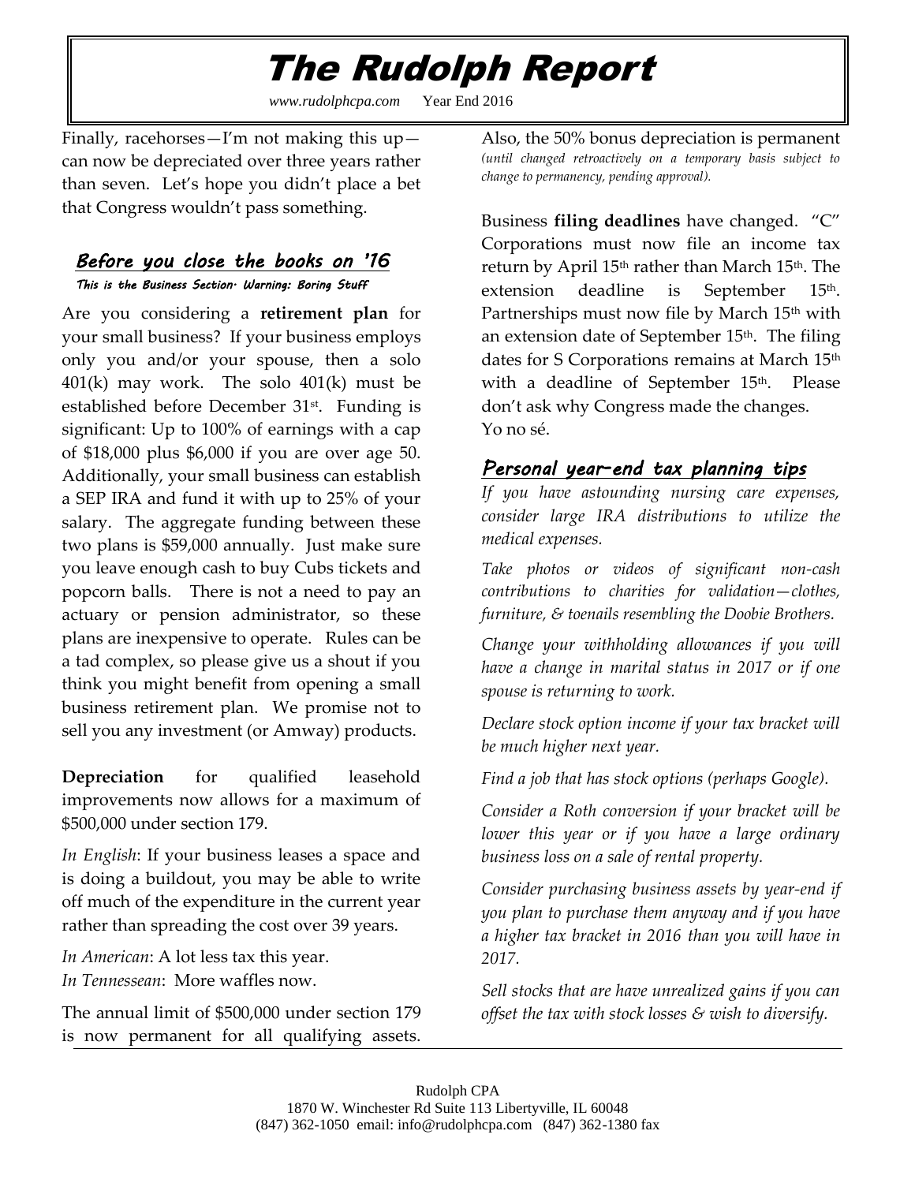Finally, racehorses—I'm not making this up—can now be depreciated over three years rather than seven. Let's hope you didn't place a bet that Congress wouldn't pass something.

## *Before you close the books on '16*

***This is the Business Section. Warning: Boring Stuff***

Are you considering a **retirement plan** for your small business? If your business employs only you and/or your spouse, then a solo 401(k) may work. The solo 401(k) must be established before December 31st. Funding is significant: Up to 100% of earnings with a cap of $18,000 plus $6,000 if you are over age 50. Additionally, your small business can establish a SEP IRA and fund it with up to 25% of your salary. The aggregate funding between these two plans is $59,000 annually. Just make sure you leave enough cash to buy Cubs tickets and popcorn balls. There is not a need to pay an actuary or pension administrator, so these plans are inexpensive to operate. Rules can be a tad complex, so please give us a shout if you think you might benefit from opening a small business retirement plan. We promise not to sell you any investment (or Amway) products.

**Depreciation** for qualified leasehold improvements now allows for a maximum of $500,000 under section 179.

*In English*: If your business leases a space and is doing a buildout, you may be able to write off much of the expenditure in the current year rather than spreading the cost over 39 years.

*In American*: A lot less tax this year.
*In Tennessean*: More waffles now.

The annual limit of $500,000 under section 179 is now permanent for all qualifying assets. Also, the 50% bonus depreciation is permanent *(until changed retroactively on a temporary basis subject to change to permanency, pending approval).*

Business **filing deadlines** have changed. "C" Corporations must now file an income tax return by April 15th rather than March 15th. The extension deadline is September 15th. Partnerships must now file by March 15th with an extension date of September 15th. The filing dates for S Corporations remains at March 15th with a deadline of September 15th. Please don't ask why Congress made the changes.
Yo no sé.

## *Personal year-end tax planning tips*

*If you have astounding nursing care expenses, consider large IRA distributions to utilize the medical expenses.*

*Take photos or videos of significant non-cash contributions to charities for validation—clothes, furniture, & toenails resembling the Doobie Brothers.*

*Change your withholding allowances if you will have a change in marital status in 2017 or if one spouse is returning to work.*

*Declare stock option income if your tax bracket will be much higher next year.*

*Find a job that has stock options (perhaps Google).*

*Consider a Roth conversion if your bracket will be lower this year or if you have a large ordinary business loss on a sale of rental property.*

*Consider purchasing business assets by year-end if you plan to purchase them anyway and if you have a higher tax bracket in 2016 than you will have in 2017.*

*Sell stocks that are have unrealized gains if you can offset the tax with stock losses & wish to diversify.*